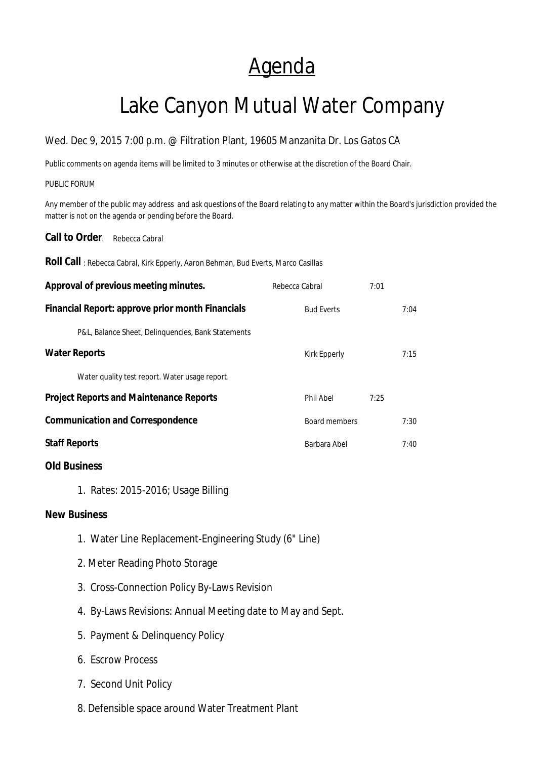# Agenda

# Lake Canyon Mutual Water Company

Wed. Dec 9, 2015 7:00 p.m. @ Filtration Plant, 19605 Manzanita Dr. Los Gatos CA

Public comments on agenda items will be limited to 3 minutes or otherwise at the discretion of the Board Chair.

PUBLIC FORUM

Any member of the public may address and ask questions of the Board relating to any matter within the Board's jurisdiction provided the matter is not on the agenda or pending before the Board.

**Call to Order**. Rebecca Cabral

**Roll Call** : Rebecca Cabral, Kirk Epperly, Aaron Behman, Bud Everts, Marco Casillas

| | | |
|---|---|---|
| **Approval of previous meeting minutes.** | Rebecca Cabral | 7:01 |
| **Financial Report: approve prior month Financials** | Bud Everts | 7:04 |
| P&L, Balance Sheet, Delinquencies, Bank Statements | | |
| **Water Reports** | Kirk Epperly | 7:15 |
| Water quality test report. Water usage report. | | |
| **Project Reports and Maintenance Reports** | Phil Abel | 7:25 |
| **Communication and Correspondence** | Board members | 7:30 |
| **Staff Reports** | Barbara Abel | 7:40 |

**Old Business**

1. Rates: 2015-2016; Usage Billing

**New Business**

1. Water Line Replacement-Engineering Study (6" Line)
2. Meter Reading Photo Storage
3. Cross-Connection Policy By-Laws Revision
4. By-Laws Revisions: Annual Meeting date to May and Sept.
5. Payment & Delinquency Policy
6. Escrow Process
7. Second Unit Policy
8. Defensible space around Water Treatment Plant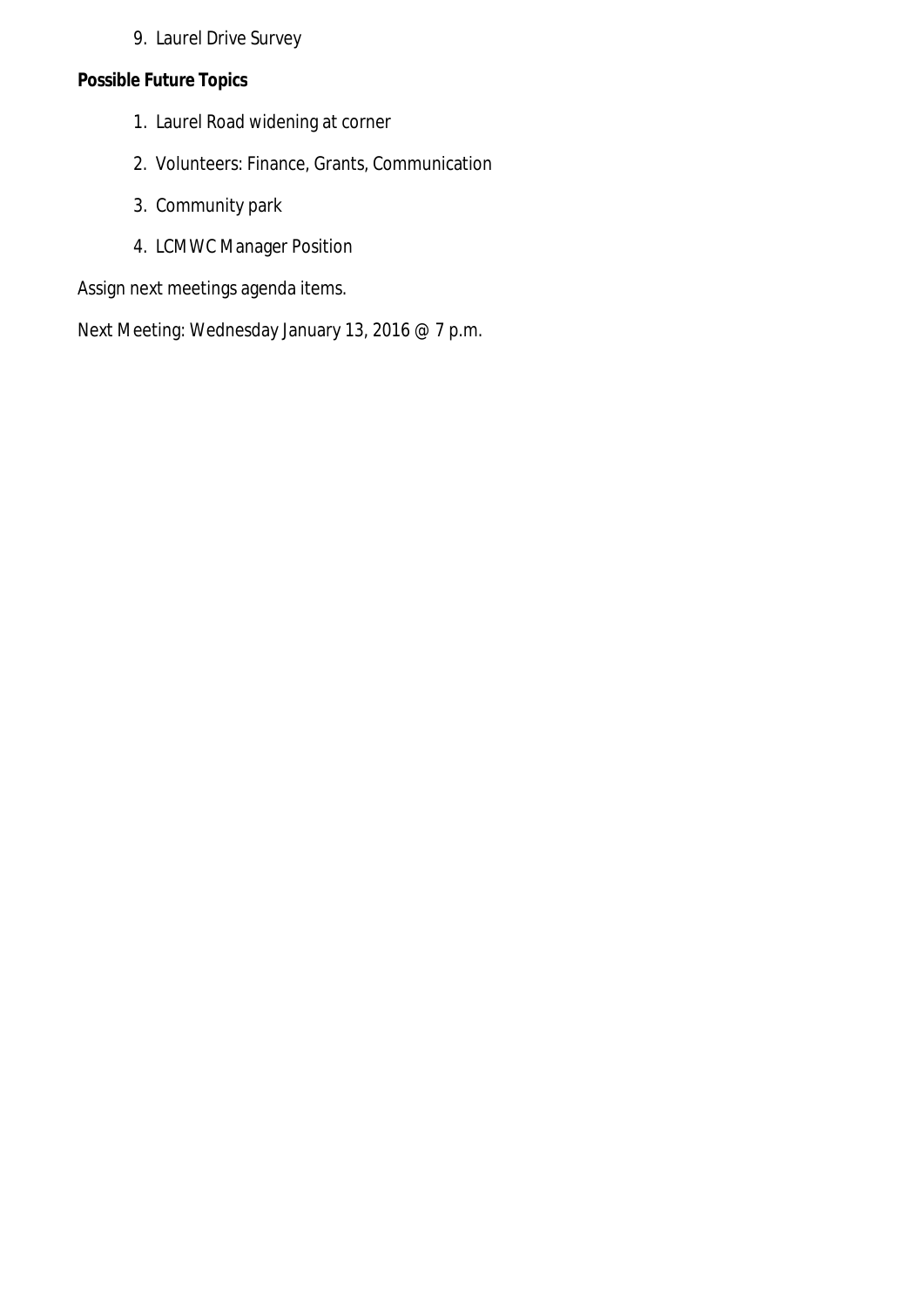9. Laurel Drive Survey

**Possible Future Topics**

1. Laurel Road widening at corner
2. Volunteers: Finance, Grants, Communication
3. Community park
4. LCMWC Manager Position

Assign next meetings agenda items.

Next Meeting: Wednesday January 13, 2016 @ 7 p.m.